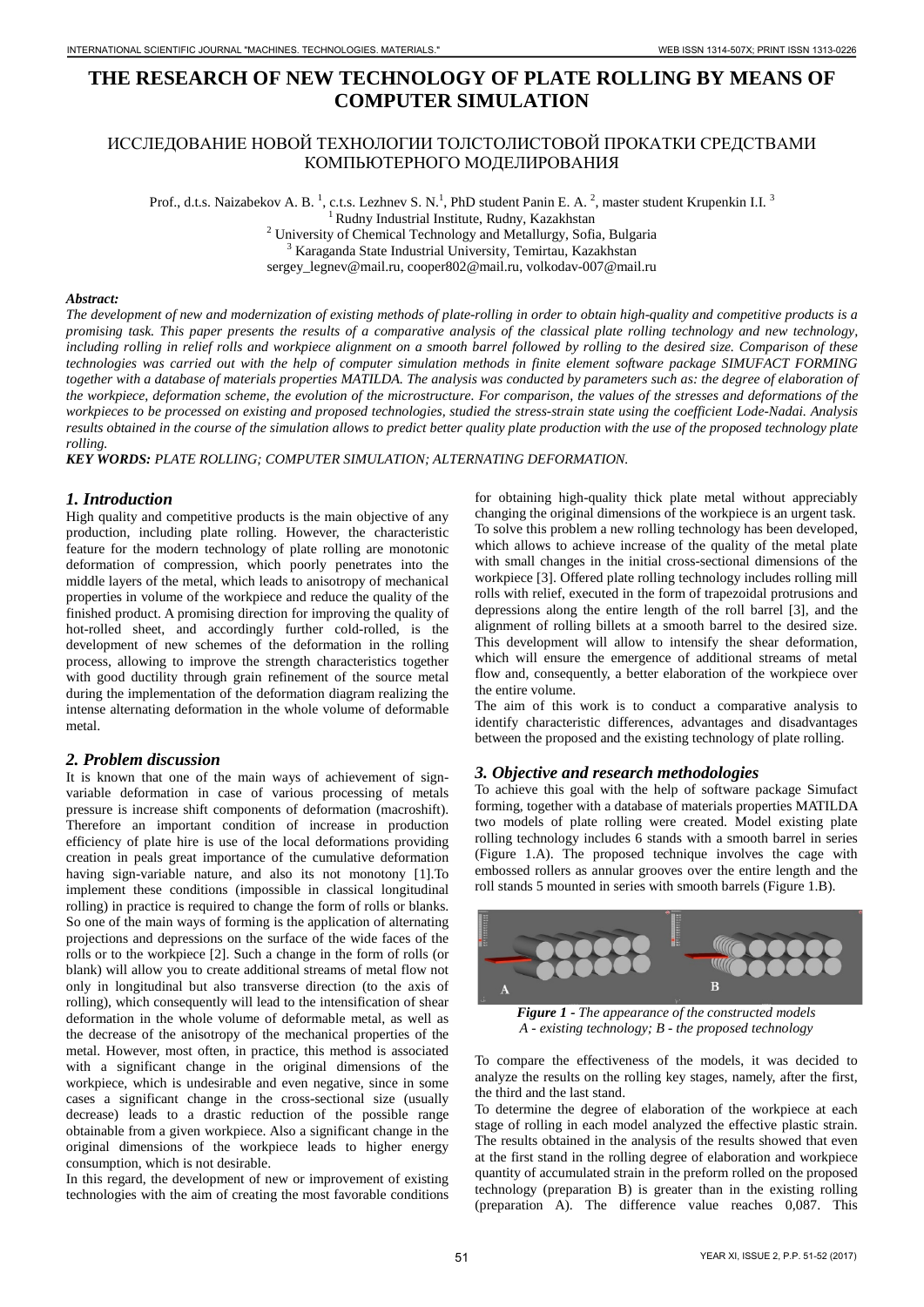# THE RESEARCH OF NEW TECHNOLOGY OF PLATE ROLLING BY MEANS OF COMPUTER SIMULATION

## ИССЛЕДОВАНИЕ НОВОЙ ТЕХНОЛОГИИ ТОЛСТОЛИСТОВОЙ ПРОКАТКИ СРЕДСТВАМИ КОМПЬЮТЕРНОГО МОДЕЛИРОВАНИЯ

Prof., d.t.s. Naizabekov A. B. [1], c.t.s. Lezhnev S. N.[1], PhD student Panin E. A. [2], master student Krupenkin I.I. [3]

[1] Rudny Industrial Institute, Rudny, Kazakhstan

[2] University of Chemical Technology and Metallurgy, Sofia, Bulgaria

[3] Karaganda State Industrial University, Temirtau, Kazakhstan

sergey_legnev@mail.ru, cooper802@mail.ru, volkodav-007@mail.ru

***Abstract:***

*The development of new and modernization of existing methods of plate-rolling in order to obtain high-quality and competitive products is a promising task. This paper presents the results of a comparative analysis of the classical plate rolling technology and new technology, including rolling in relief rolls and workpiece alignment on a smooth barrel followed by rolling to the desired size. Comparison of these technologies was carried out with the help of computer simulation methods in finite element software package SIMUFACT FORMING together with a database of materials properties MATILDA. The analysis was conducted by parameters such as: the degree of elaboration of the workpiece, deformation scheme, the evolution of the microstructure. For comparison, the values of the stresses and deformations of the workpieces to be processed on existing and proposed technologies, studied the stress-strain state using the coefficient Lode-Nadai. Analysis results obtained in the course of the simulation allows to predict better quality plate production with the use of the proposed technology plate rolling.*

***KEY WORDS:*** *PLATE ROLLING; COMPUTER SIMULATION; ALTERNATING DEFORMATION.*

## *1. Introduction*

High quality and competitive products is the main objective of any production, including plate rolling. However, the characteristic feature for the modern technology of plate rolling are monotonic deformation of compression, which poorly penetrates into the middle layers of the metal, which leads to anisotropy of mechanical properties in volume of the workpiece and reduce the quality of the finished product. A promising direction for improving the quality of hot-rolled sheet, and accordingly further cold-rolled, is the development of new schemes of the deformation in the rolling process, allowing to improve the strength characteristics together with good ductility through grain refinement of the source metal during the implementation of the deformation diagram realizing the intense alternating deformation in the whole volume of deformable metal.

## *2. Problem discussion*

It is known that one of the main ways of achievement of sign-variable deformation in case of various processing of metals pressure is increase shift components of deformation (macroshift). Therefore an important condition of increase in production efficiency of plate hire is use of the local deformations providing creation in peals great importance of the cumulative deformation having sign-variable nature, and also its not monotony [1].To implement these conditions (impossible in classical longitudinal rolling) in practice is required to change the form of rolls or blanks. So one of the main ways of forming is the application of alternating projections and depressions on the surface of the wide faces of the rolls or to the workpiece [2]. Such a change in the form of rolls (or blank) will allow you to create additional streams of metal flow not only in longitudinal but also transverse direction (to the axis of rolling), which consequently will lead to the intensification of shear deformation in the whole volume of deformable metal, as well as the decrease of the anisotropy of the mechanical properties of the metal. However, most often, in practice, this method is associated with a significant change in the original dimensions of the workpiece, which is undesirable and even negative, since in some cases a significant change in the cross-sectional size (usually decrease) leads to a drastic reduction of the possible range obtainable from a given workpiece. Also a significant change in the original dimensions of the workpiece leads to higher energy consumption, which is not desirable.

In this regard, the development of new or improvement of existing technologies with the aim of creating the most favorable conditions for obtaining high-quality thick plate metal without appreciably changing the original dimensions of the workpiece is an urgent task. To solve this problem a new rolling technology has been developed, which allows to achieve increase of the quality of the metal plate with small changes in the initial cross-sectional dimensions of the workpiece [3]. Offered plate rolling technology includes rolling mill rolls with relief, executed in the form of trapezoidal protrusions and depressions along the entire length of the roll barrel [3], and the alignment of rolling billets at a smooth barrel to the desired size. This development will allow to intensify the shear deformation, which will ensure the emergence of additional streams of metal flow and, consequently, a better elaboration of the workpiece over the entire volume.

The aim of this work is to conduct a comparative analysis to identify characteristic differences, advantages and disadvantages between the proposed and the existing technology of plate rolling.

## *3. Objective and research methodologies*

To achieve this goal with the help of software package Simufact forming, together with a database of materials properties MATILDA two models of plate rolling were created. Model existing plate rolling technology includes 6 stands with a smooth barrel in series (Figure 1.A). The proposed technique involves the cage with embossed rollers as annular grooves over the entire length and the roll stands 5 mounted in series with smooth barrels (Figure 1.B).

***Figure 1*** *- The appearance of the constructed models*
*A - existing technology; B - the proposed technology*

To compare the effectiveness of the models, it was decided to analyze the results on the rolling key stages, namely, after the first, the third and the last stand.

To determine the degree of elaboration of the workpiece at each stage of rolling in each model analyzed the effective plastic strain. The results obtained in the analysis of the results showed that even at the first stand in the rolling degree of elaboration and workpiece quantity of accumulated strain in the preform rolled on the proposed technology (preparation B) is greater than in the existing rolling (preparation A). The difference value reaches 0,087. This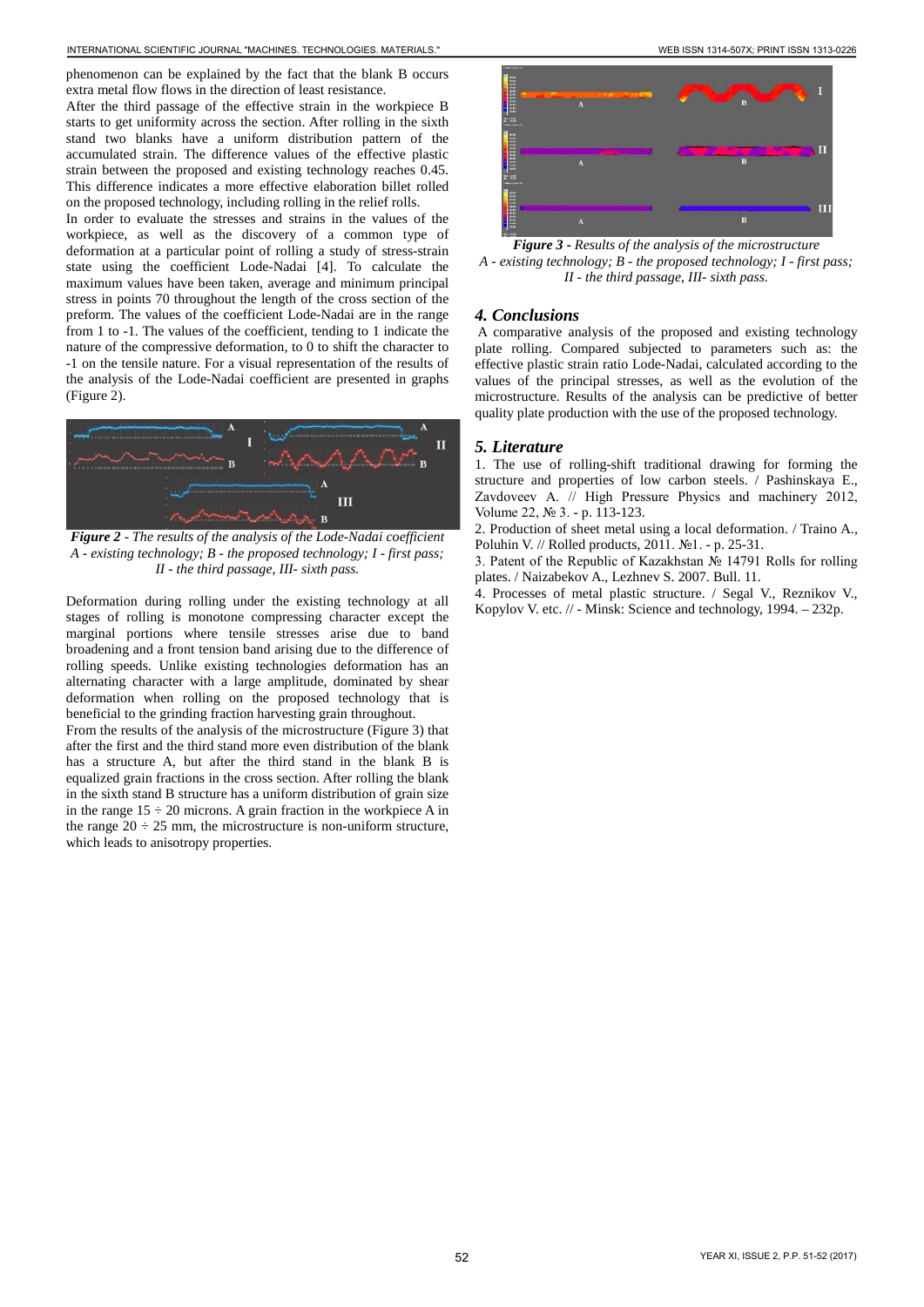phenomenon can be explained by the fact that the blank B occurs extra metal flow flows in the direction of least resistance.

After the third passage of the effective strain in the workpiece B starts to get uniformity across the section. After rolling in the sixth stand two blanks have a uniform distribution pattern of the accumulated strain. The difference values of the effective plastic strain between the proposed and existing technology reaches 0.45. This difference indicates a more effective elaboration billet rolled on the proposed technology, including rolling in the relief rolls.

In order to evaluate the stresses and strains in the values of the workpiece, as well as the discovery of a common type of deformation at a particular point of rolling a study of stress-strain state using the coefficient Lode-Nadai [4]. To calculate the maximum values have been taken, average and minimum principal stress in points 70 throughout the length of the cross section of the preform. The values of the coefficient Lode-Nadai are in the range from 1 to -1. The values of the coefficient, tending to 1 indicate the nature of the compressive deformation, to 0 to shift the character to -1 on the tensile nature. For a visual representation of the results of the analysis of the Lode-Nadai coefficient are presented in graphs (Figure 2).

***Figure 2*** *- The results of the analysis of the Lode-Nadai coefficient A - existing technology; B - the proposed technology; I - first pass; II - the third passage, III- sixth pass.*

Deformation during rolling under the existing technology at all stages of rolling is monotone compressing character except the marginal portions where tensile stresses arise due to band broadening and a front tension band arising due to the difference of rolling speeds. Unlike existing technologies deformation has an alternating character with a large amplitude, dominated by shear deformation when rolling on the proposed technology that is beneficial to the grinding fraction harvesting grain throughout.

From the results of the analysis of the microstructure (Figure 3) that after the first and the third stand more even distribution of the blank has a structure A, but after the third stand in the blank B is equalized grain fractions in the cross section. After rolling the blank in the sixth stand B structure has a uniform distribution of grain size in the range 15 ÷ 20 microns. A grain fraction in the workpiece A in the range 20 ÷ 25 mm, the microstructure is non-uniform structure, which leads to anisotropy properties.

***Figure 3*** *- Results of the analysis of the microstructure A - existing technology; B - the proposed technology; I - first pass; II - the third passage, III- sixth pass.*

## *4. Conclusions*

A comparative analysis of the proposed and existing technology plate rolling. Compared subjected to parameters such as: the effective plastic strain ratio Lode-Nadai, calculated according to the values of the principal stresses, as well as the evolution of the microstructure. Results of the analysis can be predictive of better quality plate production with the use of the proposed technology.

## *5. Literature*

1. The use of rolling-shift traditional drawing for forming the structure and properties of low carbon steels. / Pashinskaya E., Zavdoveev A. // High Pressure Physics and machinery 2012, Volume 22, № 3. - p. 113-123.
2. Production of sheet metal using a local deformation. / Traino A., Poluhin V. // Rolled products, 2011. №1. - p. 25-31.
3. Patent of the Republic of Kazakhstan № 14791 Rolls for rolling plates. / Naizabekov A., Lezhnev S. 2007. Bull. 11.
4. Processes of metal plastic structure. / Segal V., Reznikov V., Kopylov V. etc. // - Minsk: Science and technology, 1994. – 232p.